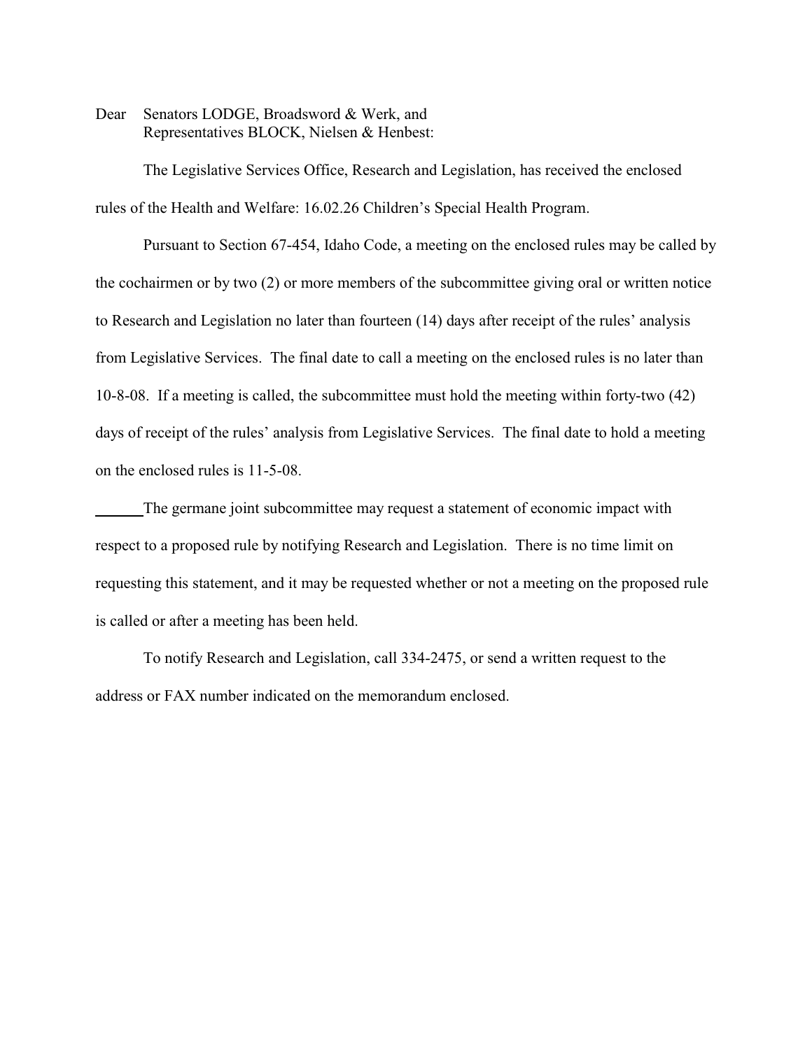Dear Senators LODGE, Broadsword & Werk, and
Representatives BLOCK, Nielsen & Henbest:

The Legislative Services Office, Research and Legislation, has received the enclosed rules of the Health and Welfare: 16.02.26 Children's Special Health Program.

Pursuant to Section 67-454, Idaho Code, a meeting on the enclosed rules may be called by the cochairmen or by two (2) or more members of the subcommittee giving oral or written notice to Research and Legislation no later than fourteen (14) days after receipt of the rules' analysis from Legislative Services. The final date to call a meeting on the enclosed rules is no later than 10-8-08. If a meeting is called, the subcommittee must hold the meeting within forty-two (42) days of receipt of the rules' analysis from Legislative Services. The final date to hold a meeting on the enclosed rules is 11-5-08.

______The germane joint subcommittee may request a statement of economic impact with respect to a proposed rule by notifying Research and Legislation. There is no time limit on requesting this statement, and it may be requested whether or not a meeting on the proposed rule is called or after a meeting has been held.

To notify Research and Legislation, call 334-2475, or send a written request to the address or FAX number indicated on the memorandum enclosed.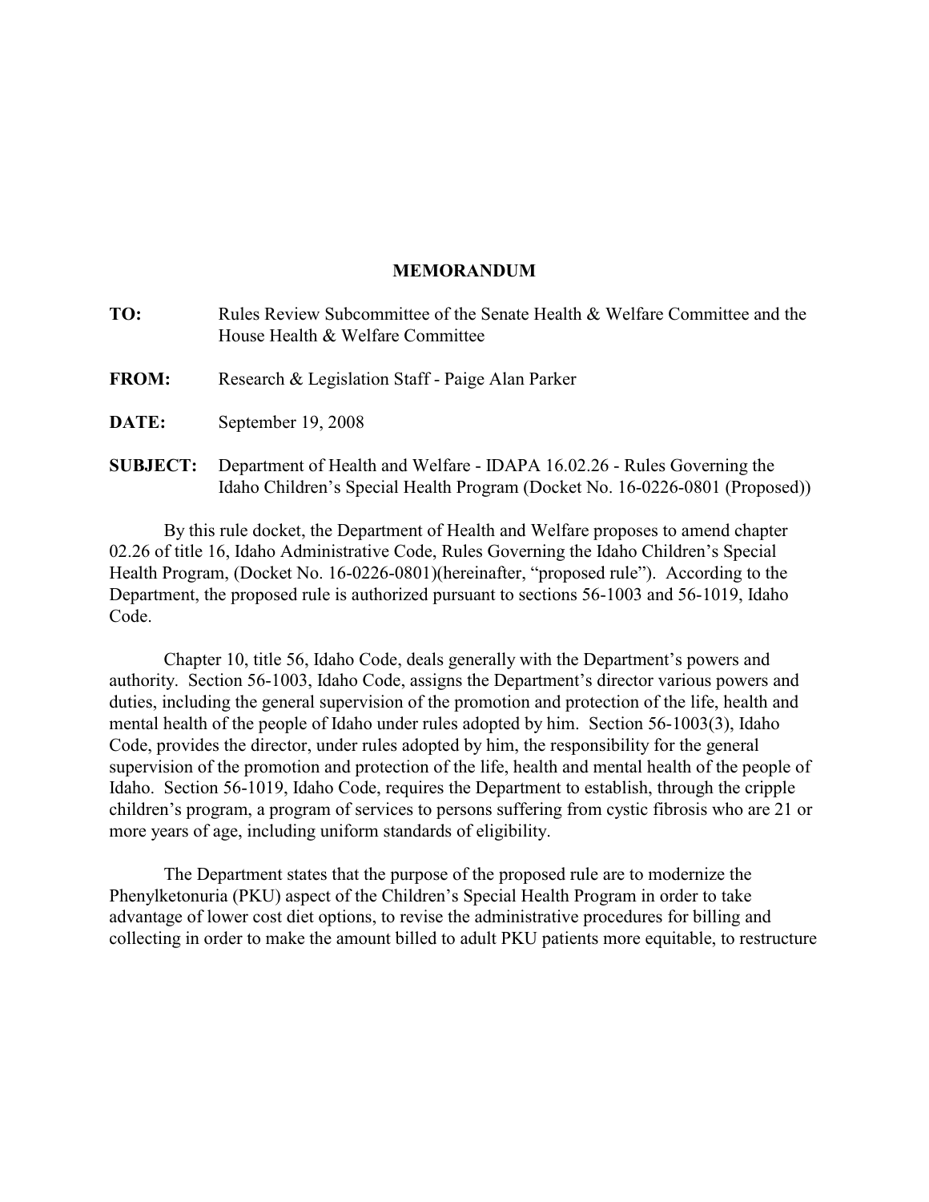**MEMORANDUM**

**TO:** Rules Review Subcommittee of the Senate Health & Welfare Committee and the House Health & Welfare Committee

**FROM:** Research & Legislation Staff - Paige Alan Parker

**DATE:** September 19, 2008

**SUBJECT:** Department of Health and Welfare - IDAPA 16.02.26 - Rules Governing the Idaho Children's Special Health Program (Docket No. 16-0226-0801 (Proposed))

By this rule docket, the Department of Health and Welfare proposes to amend chapter 02.26 of title 16, Idaho Administrative Code, Rules Governing the Idaho Children's Special Health Program, (Docket No. 16-0226-0801)(hereinafter, "proposed rule"). According to the Department, the proposed rule is authorized pursuant to sections 56-1003 and 56-1019, Idaho Code.

Chapter 10, title 56, Idaho Code, deals generally with the Department's powers and authority. Section 56-1003, Idaho Code, assigns the Department's director various powers and duties, including the general supervision of the promotion and protection of the life, health and mental health of the people of Idaho under rules adopted by him. Section 56-1003(3), Idaho Code, provides the director, under rules adopted by him, the responsibility for the general supervision of the promotion and protection of the life, health and mental health of the people of Idaho. Section 56-1019, Idaho Code, requires the Department to establish, through the cripple children's program, a program of services to persons suffering from cystic fibrosis who are 21 or more years of age, including uniform standards of eligibility.

The Department states that the purpose of the proposed rule are to modernize the Phenylketonuria (PKU) aspect of the Children's Special Health Program in order to take advantage of lower cost diet options, to revise the administrative procedures for billing and collecting in order to make the amount billed to adult PKU patients more equitable, to restructure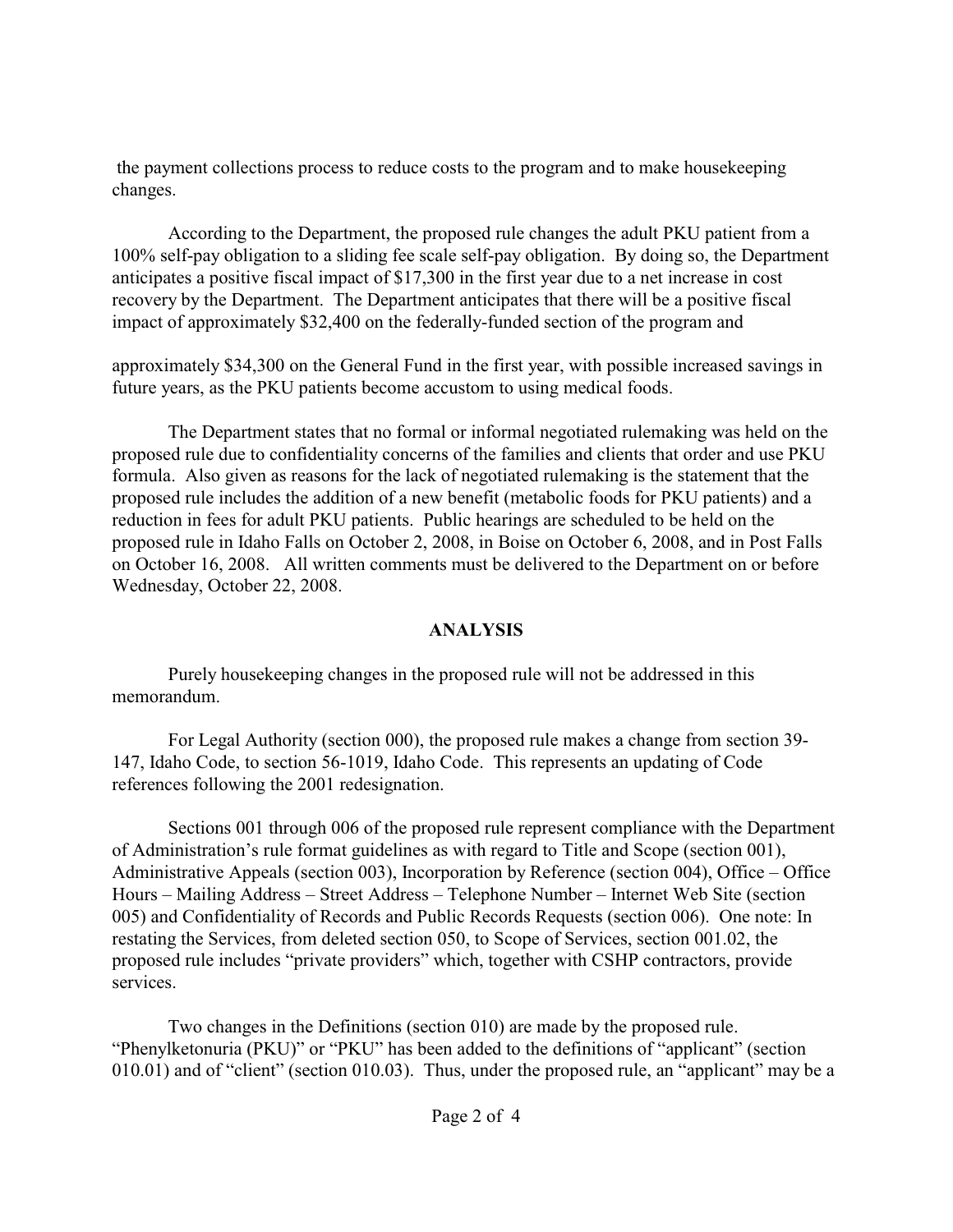the payment collections process to reduce costs to the program and to make housekeeping changes.

According to the Department, the proposed rule changes the adult PKU patient from a 100% self-pay obligation to a sliding fee scale self-pay obligation. By doing so, the Department anticipates a positive fiscal impact of $17,300 in the first year due to a net increase in cost recovery by the Department. The Department anticipates that there will be a positive fiscal impact of approximately $32,400 on the federally-funded section of the program and approximately $34,300 on the General Fund in the first year, with possible increased savings in future years, as the PKU patients become accustom to using medical foods.

The Department states that no formal or informal negotiated rulemaking was held on the proposed rule due to confidentiality concerns of the families and clients that order and use PKU formula. Also given as reasons for the lack of negotiated rulemaking is the statement that the proposed rule includes the addition of a new benefit (metabolic foods for PKU patients) and a reduction in fees for adult PKU patients. Public hearings are scheduled to be held on the proposed rule in Idaho Falls on October 2, 2008, in Boise on October 6, 2008, and in Post Falls on October 16, 2008. All written comments must be delivered to the Department on or before Wednesday, October 22, 2008.

## ANALYSIS

Purely housekeeping changes in the proposed rule will not be addressed in this memorandum.

For Legal Authority (section 000), the proposed rule makes a change from section 39-147, Idaho Code, to section 56-1019, Idaho Code. This represents an updating of Code references following the 2001 redesignation.

Sections 001 through 006 of the proposed rule represent compliance with the Department of Administration's rule format guidelines as with regard to Title and Scope (section 001), Administrative Appeals (section 003), Incorporation by Reference (section 004), Office – Office Hours – Mailing Address – Street Address – Telephone Number – Internet Web Site (section 005) and Confidentiality of Records and Public Records Requests (section 006). One note: In restating the Services, from deleted section 050, to Scope of Services, section 001.02, the proposed rule includes "private providers" which, together with CSHP contractors, provide services.

Two changes in the Definitions (section 010) are made by the proposed rule. "Phenylketonuria (PKU)" or "PKU" has been added to the definitions of "applicant" (section 010.01) and of "client" (section 010.03). Thus, under the proposed rule, an "applicant" may be a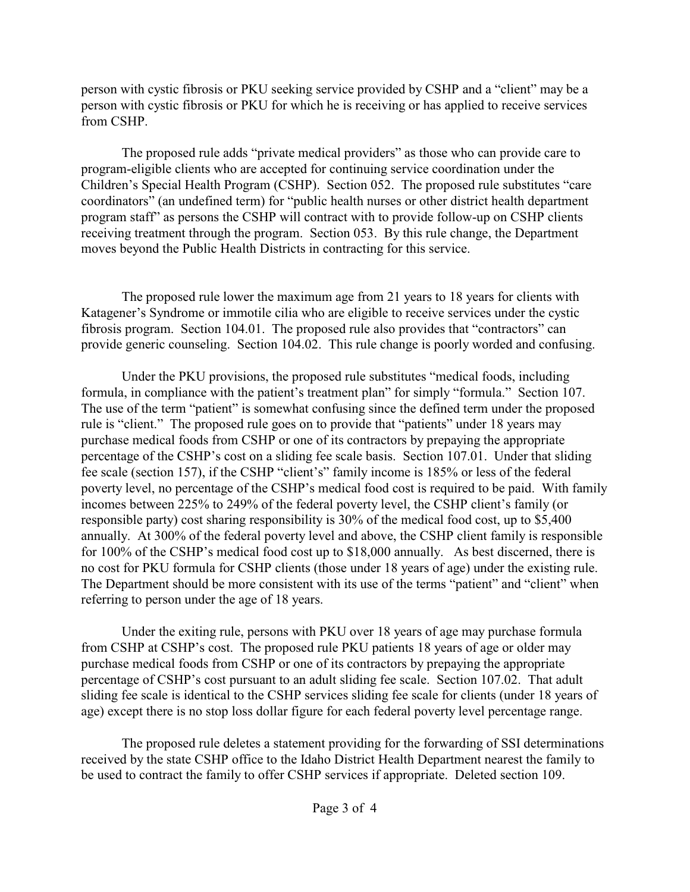person with cystic fibrosis or PKU seeking service provided by CSHP and a "client" may be a person with cystic fibrosis or PKU for which he is receiving or has applied to receive services from CSHP.

The proposed rule adds "private medical providers" as those who can provide care to program-eligible clients who are accepted for continuing service coordination under the Children's Special Health Program (CSHP). Section 052. The proposed rule substitutes "care coordinators" (an undefined term) for "public health nurses or other district health department program staff" as persons the CSHP will contract with to provide follow-up on CSHP clients receiving treatment through the program. Section 053. By this rule change, the Department moves beyond the Public Health Districts in contracting for this service.

The proposed rule lower the maximum age from 21 years to 18 years for clients with Katagener's Syndrome or immotile cilia who are eligible to receive services under the cystic fibrosis program. Section 104.01. The proposed rule also provides that "contractors" can provide generic counseling. Section 104.02. This rule change is poorly worded and confusing.

Under the PKU provisions, the proposed rule substitutes "medical foods, including formula, in compliance with the patient's treatment plan" for simply "formula." Section 107. The use of the term "patient" is somewhat confusing since the defined term under the proposed rule is "client." The proposed rule goes on to provide that "patients" under 18 years may purchase medical foods from CSHP or one of its contractors by prepaying the appropriate percentage of the CSHP's cost on a sliding fee scale basis. Section 107.01. Under that sliding fee scale (section 157), if the CSHP "client's" family income is 185% or less of the federal poverty level, no percentage of the CSHP's medical food cost is required to be paid. With family incomes between 225% to 249% of the federal poverty level, the CSHP client's family (or responsible party) cost sharing responsibility is 30% of the medical food cost, up to $5,400 annually. At 300% of the federal poverty level and above, the CSHP client family is responsible for 100% of the CSHP's medical food cost up to $18,000 annually. As best discerned, there is no cost for PKU formula for CSHP clients (those under 18 years of age) under the existing rule. The Department should be more consistent with its use of the terms "patient" and "client" when referring to person under the age of 18 years.

Under the exiting rule, persons with PKU over 18 years of age may purchase formula from CSHP at CSHP's cost. The proposed rule PKU patients 18 years of age or older may purchase medical foods from CSHP or one of its contractors by prepaying the appropriate percentage of CSHP's cost pursuant to an adult sliding fee scale. Section 107.02. That adult sliding fee scale is identical to the CSHP services sliding fee scale for clients (under 18 years of age) except there is no stop loss dollar figure for each federal poverty level percentage range.

The proposed rule deletes a statement providing for the forwarding of SSI determinations received by the state CSHP office to the Idaho District Health Department nearest the family to be used to contract the family to offer CSHP services if appropriate. Deleted section 109.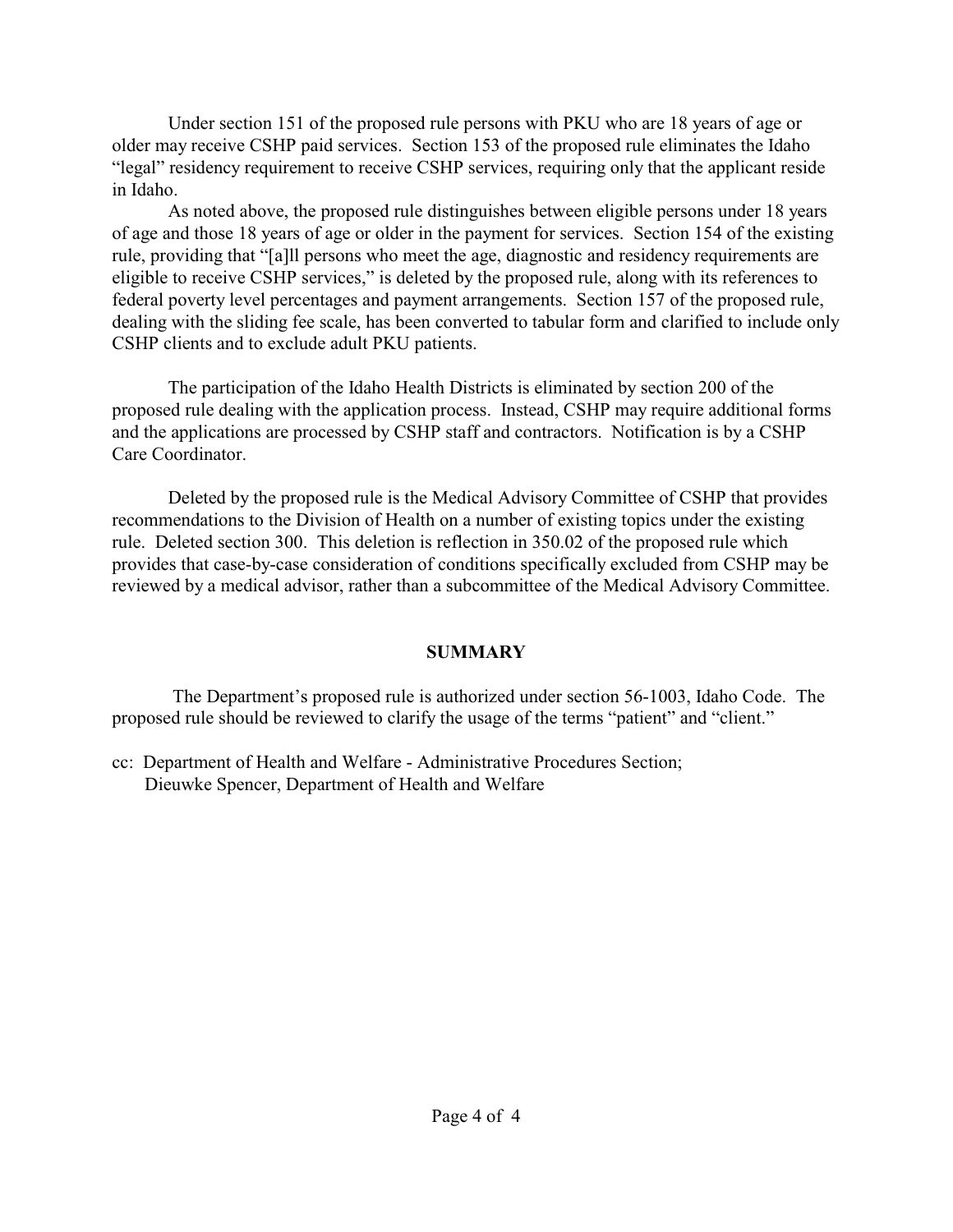Under section 151 of the proposed rule persons with PKU who are 18 years of age or older may receive CSHP paid services. Section 153 of the proposed rule eliminates the Idaho "legal" residency requirement to receive CSHP services, requiring only that the applicant reside in Idaho.

As noted above, the proposed rule distinguishes between eligible persons under 18 years of age and those 18 years of age or older in the payment for services. Section 154 of the existing rule, providing that "[a]ll persons who meet the age, diagnostic and residency requirements are eligible to receive CSHP services," is deleted by the proposed rule, along with its references to federal poverty level percentages and payment arrangements. Section 157 of the proposed rule, dealing with the sliding fee scale, has been converted to tabular form and clarified to include only CSHP clients and to exclude adult PKU patients.

The participation of the Idaho Health Districts is eliminated by section 200 of the proposed rule dealing with the application process. Instead, CSHP may require additional forms and the applications are processed by CSHP staff and contractors. Notification is by a CSHP Care Coordinator.

Deleted by the proposed rule is the Medical Advisory Committee of CSHP that provides recommendations to the Division of Health on a number of existing topics under the existing rule. Deleted section 300. This deletion is reflection in 350.02 of the proposed rule which provides that case-by-case consideration of conditions specifically excluded from CSHP may be reviewed by a medical advisor, rather than a subcommittee of the Medical Advisory Committee.

## SUMMARY

The Department's proposed rule is authorized under section 56-1003, Idaho Code. The proposed rule should be reviewed to clarify the usage of the terms "patient" and "client."

cc: Department of Health and Welfare - Administrative Procedures Section;
Dieuwke Spencer, Department of Health and Welfare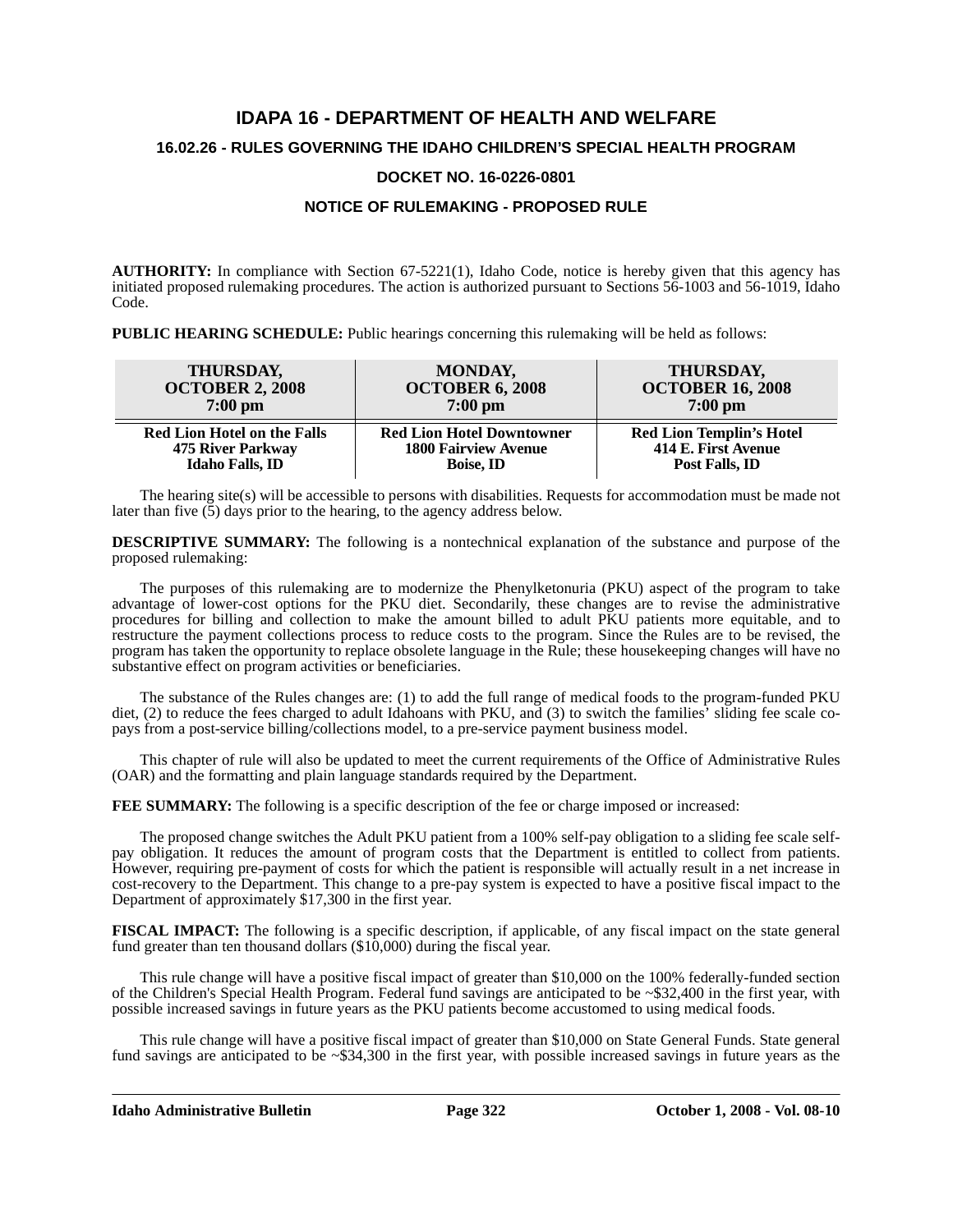# IDAPA 16 - DEPARTMENT OF HEALTH AND WELFARE

## 16.02.26 - RULES GOVERNING THE IDAHO CHILDREN'S SPECIAL HEALTH PROGRAM

## DOCKET NO. 16-0226-0801

## NOTICE OF RULEMAKING - PROPOSED RULE

**AUTHORITY:** In compliance with Section 67-5221(1), Idaho Code, notice is hereby given that this agency has initiated proposed rulemaking procedures. The action is authorized pursuant to Sections 56-1003 and 56-1019, Idaho Code.

**PUBLIC HEARING SCHEDULE:** Public hearings concerning this rulemaking will be held as follows:

| THURSDAY, OCTOBER 2, 2008 7:00 pm | MONDAY, OCTOBER 6, 2008 7:00 pm | THURSDAY, OCTOBER 16, 2008 7:00 pm |
|---|---|---|
| **Red Lion Hotel on the Falls 475 River Parkway Idaho Falls, ID** | **Red Lion Hotel Downtowner 1800 Fairview Avenue Boise, ID** | **Red Lion Templin's Hotel 414 E. First Avenue Post Falls, ID** |

The hearing site(s) will be accessible to persons with disabilities. Requests for accommodation must be made not later than five (5) days prior to the hearing, to the agency address below.

**DESCRIPTIVE SUMMARY:** The following is a nontechnical explanation of the substance and purpose of the proposed rulemaking:

The purposes of this rulemaking are to modernize the Phenylketonuria (PKU) aspect of the program to take advantage of lower-cost options for the PKU diet. Secondarily, these changes are to revise the administrative procedures for billing and collection to make the amount billed to adult PKU patients more equitable, and to restructure the payment collections process to reduce costs to the program. Since the Rules are to be revised, the program has taken the opportunity to replace obsolete language in the Rule; these housekeeping changes will have no substantive effect on program activities or beneficiaries.

The substance of the Rules changes are: (1) to add the full range of medical foods to the program-funded PKU diet, (2) to reduce the fees charged to adult Idahoans with PKU, and (3) to switch the families' sliding fee scale co-pays from a post-service billing/collections model, to a pre-service payment business model.

This chapter of rule will also be updated to meet the current requirements of the Office of Administrative Rules (OAR) and the formatting and plain language standards required by the Department.

**FEE SUMMARY:** The following is a specific description of the fee or charge imposed or increased:

The proposed change switches the Adult PKU patient from a 100% self-pay obligation to a sliding fee scale self-pay obligation. It reduces the amount of program costs that the Department is entitled to collect from patients. However, requiring pre-payment of costs for which the patient is responsible will actually result in a net increase in cost-recovery to the Department. This change to a pre-pay system is expected to have a positive fiscal impact to the Department of approximately $17,300 in the first year.

**FISCAL IMPACT:** The following is a specific description, if applicable, of any fiscal impact on the state general fund greater than ten thousand dollars ($10,000) during the fiscal year.

This rule change will have a positive fiscal impact of greater than $10,000 on the 100% federally-funded section of the Children's Special Health Program. Federal fund savings are anticipated to be ~$32,400 in the first year, with possible increased savings in future years as the PKU patients become accustomed to using medical foods.

This rule change will have a positive fiscal impact of greater than $10,000 on State General Funds. State general fund savings are anticipated to be ~$34,300 in the first year, with possible increased savings in future years as the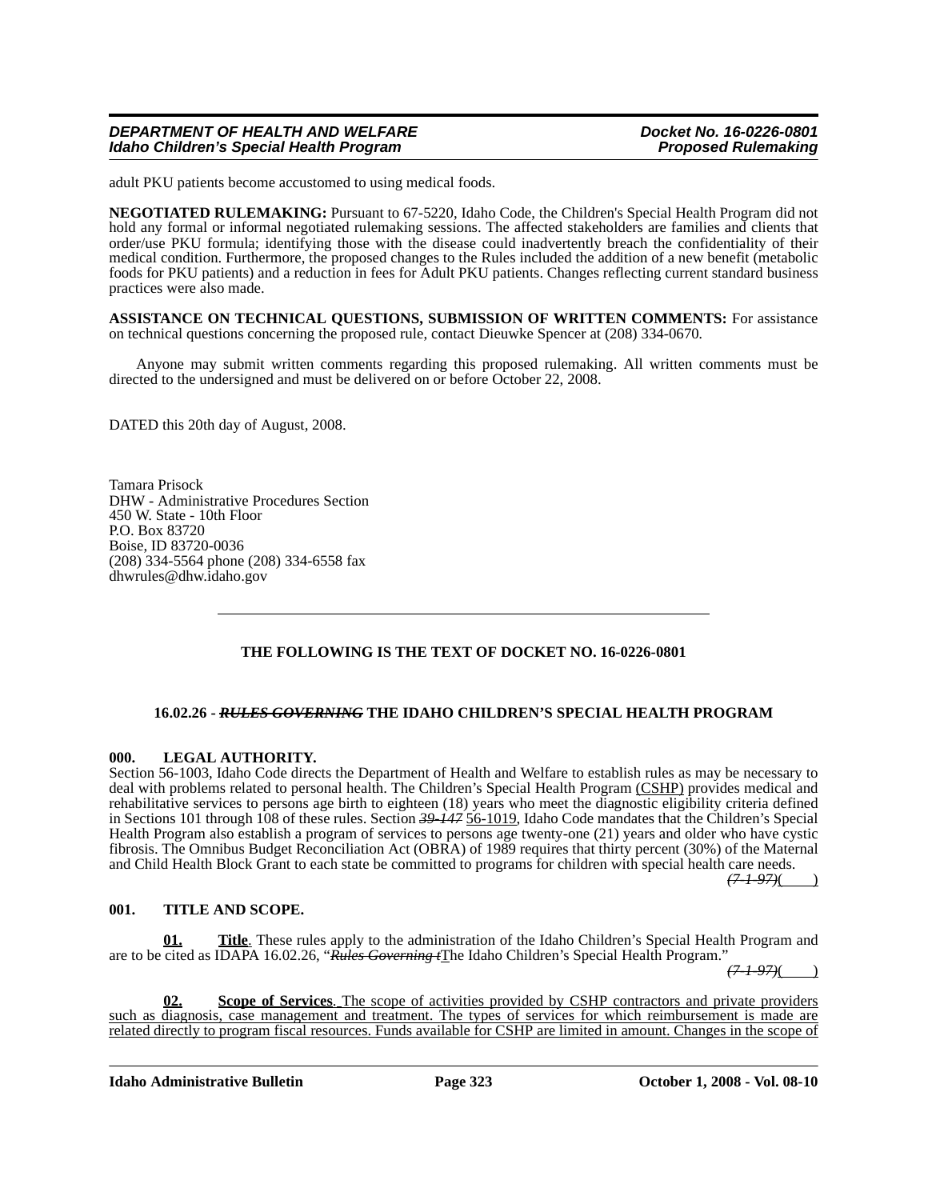adult PKU patients become accustomed to using medical foods.

**NEGOTIATED RULEMAKING:** Pursuant to 67-5220, Idaho Code, the Children's Special Health Program did not hold any formal or informal negotiated rulemaking sessions. The affected stakeholders are families and clients that order/use PKU formula; identifying those with the disease could inadvertently breach the confidentiality of their medical condition. Furthermore, the proposed changes to the Rules included the addition of a new benefit (metabolic foods for PKU patients) and a reduction in fees for Adult PKU patients. Changes reflecting current standard business practices were also made.

**ASSISTANCE ON TECHNICAL QUESTIONS, SUBMISSION OF WRITTEN COMMENTS:** For assistance on technical questions concerning the proposed rule, contact Dieuwke Spencer at (208) 334-0670.

Anyone may submit written comments regarding this proposed rulemaking. All written comments must be directed to the undersigned and must be delivered on or before October 22, 2008.

DATED this 20th day of August, 2008.

Tamara Prisock
DHW - Administrative Procedures Section
450 W. State - 10th Floor
P.O. Box 83720
Boise, ID 83720-0036
(208) 334-5564 phone (208) 334-6558 fax
dhwrules@dhw.idaho.gov

---

**THE FOLLOWING IS THE TEXT OF DOCKET NO. 16-0226-0801**

**16.02.26 - ~~*RULES GOVERNING*~~ THE IDAHO CHILDREN'S SPECIAL HEALTH PROGRAM**

**000. LEGAL AUTHORITY.**
Section 56-1003, Idaho Code directs the Department of Health and Welfare to establish rules as may be necessary to deal with problems related to personal health. The Children's Special Health Program <u>(CSHP)</u> provides medical and rehabilitative services to persons age birth to eighteen (18) years who meet the diagnostic eligibility criteria defined in Sections 101 through 108 of these rules. Section ~~*39-147*~~ <u>56-1019</u>, Idaho Code mandates that the Children's Special Health Program also establish a program of services to persons age twenty-one (21) years and older who have cystic fibrosis. The Omnibus Budget Reconciliation Act (OBRA) of 1989 requires that thirty percent (30%) of the Maternal and Child Health Block Grant to each state be committed to programs for children with special health care needs. ~~*(7-1-97)*~~(     )

**001. TITLE AND SCOPE.**

**<u>01.</u> <u>Title</u>**. These rules apply to the administration of the Idaho Children's Special Health Program and are to be cited as IDAPA 16.02.26, "~~*Rules Governing t*~~<u>T</u>he Idaho Children's Special Health Program." ~~*(7-1-97)*~~(     )

**<u>02.</u> <u>Scope of Services</u>**<u>. The scope of activities provided by CSHP contractors and private providers such as diagnosis, case management and treatment. The types of services for which reimbursement is made are related directly to program fiscal resources. Funds available for CSHP are limited in amount. Changes in the scope of</u>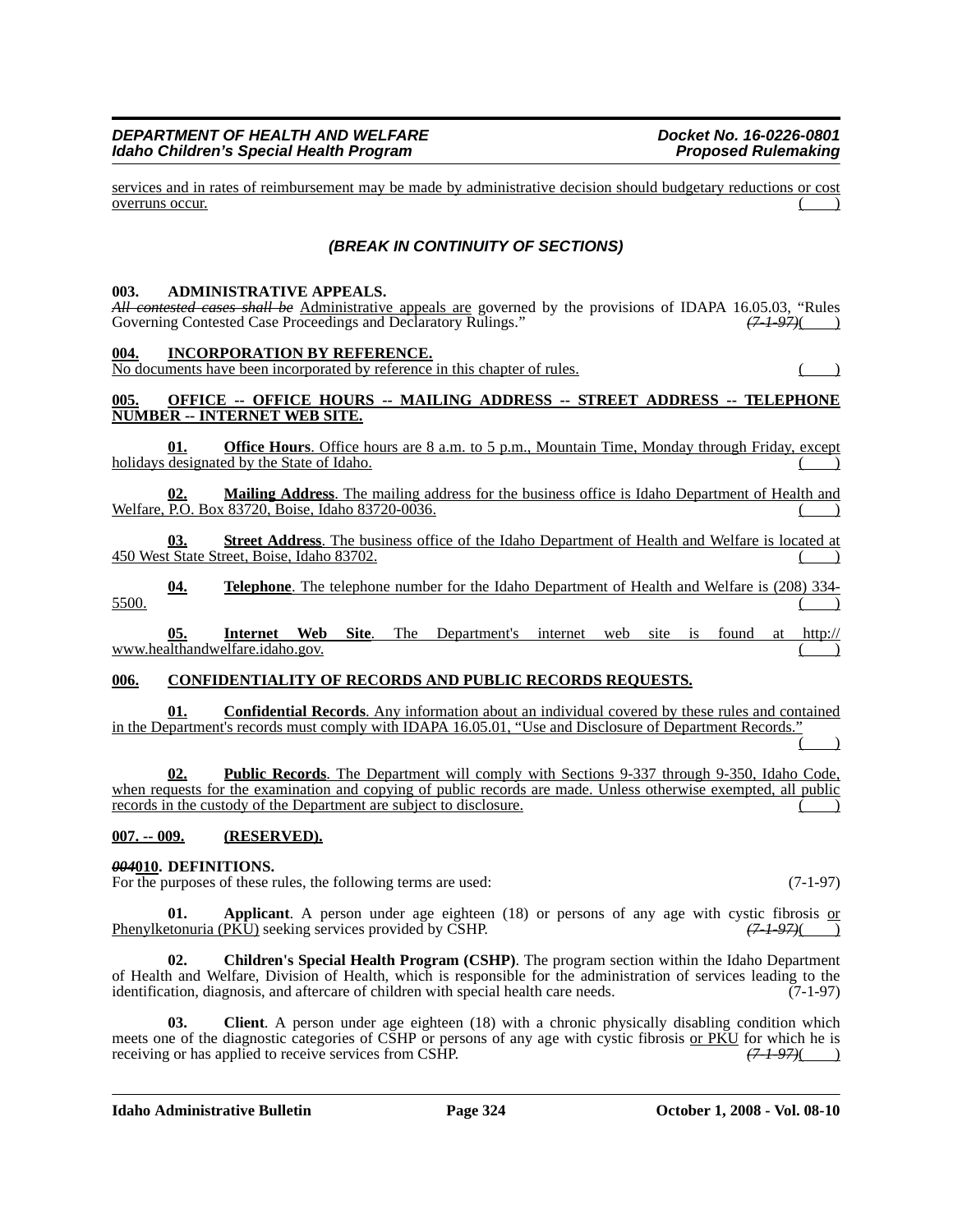services and in rates of reimbursement may be made by administrative decision should budgetary reductions or cost overruns occur. ( )

***(BREAK IN CONTINUITY OF SECTIONS)***

**003. ADMINISTRATIVE APPEALS.**

~~*All contested cases shall be*~~ Administrative appeals are governed by the provisions of IDAPA 16.05.03, "Rules Governing Contested Case Proceedings and Declaratory Rulings." ~~*(7-1-97)*~~( )

**004. INCORPORATION BY REFERENCE.**

No documents have been incorporated by reference in this chapter of rules. ( )

**005. OFFICE -- OFFICE HOURS -- MAILING ADDRESS -- STREET ADDRESS -- TELEPHONE NUMBER -- INTERNET WEB SITE.**

**01. Office Hours**. Office hours are 8 a.m. to 5 p.m., Mountain Time, Monday through Friday, except holidays designated by the State of Idaho. ( )

**02. Mailing Address**. The mailing address for the business office is Idaho Department of Health and Welfare, P.O. Box 83720, Boise, Idaho 83720-0036. ( )

**03. Street Address**. The business office of the Idaho Department of Health and Welfare is located at 450 West State Street, Boise, Idaho 83702. ( )

**04. Telephone**. The telephone number for the Idaho Department of Health and Welfare is (208) 334-5500. ( )

**05. Internet Web Site**. The Department's internet web site is found at http://www.healthandwelfare.idaho.gov. ( )

**006. CONFIDENTIALITY OF RECORDS AND PUBLIC RECORDS REQUESTS.**

**01. Confidential Records**. Any information about an individual covered by these rules and contained in the Department's records must comply with IDAPA 16.05.01, "Use and Disclosure of Department Records." ( )

**02. Public Records**. The Department will comply with Sections 9-337 through 9-350, Idaho Code, when requests for the examination and copying of public records are made. Unless otherwise exempted, all public records in the custody of the Department are subject to disclosure. ( )

**007. -- 009. (RESERVED).**

**~~*004*~~010. DEFINITIONS.**

For the purposes of these rules, the following terms are used: (7-1-97)

**01. Applicant**. A person under age eighteen (18) or persons of any age with cystic fibrosis or Phenylketonuria (PKU) seeking services provided by CSHP. ~~*(7-1-97)*~~( )

**02. Children's Special Health Program (CSHP)**. The program section within the Idaho Department of Health and Welfare, Division of Health, which is responsible for the administration of services leading to the identification, diagnosis, and aftercare of children with special health care needs. (7-1-97)

**03. Client**. A person under age eighteen (18) with a chronic physically disabling condition which meets one of the diagnostic categories of CSHP or persons of any age with cystic fibrosis or PKU for which he is receiving or has applied to receive services from CSHP. ~~*(7-1-97)*~~( )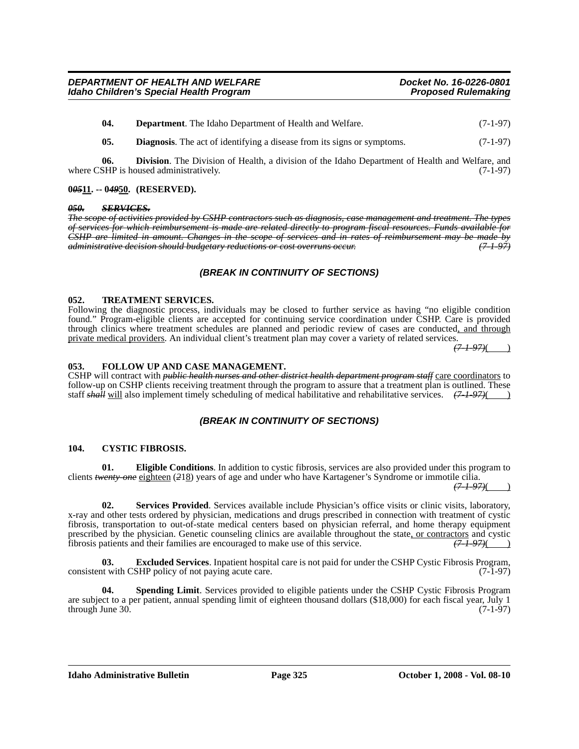**04. Department**. The Idaho Department of Health and Welfare. (7-1-97)

**05. Diagnosis**. The act of identifying a disease from its signs or symptoms. (7-1-97)

**06. Division**. The Division of Health, a division of the Idaho Department of Health and Welfare, and where CSHP is housed administratively. (7-1-97)

**0~~05~~11. -- 0~~49~~50. (RESERVED).**

~~***050. SERVICES.***~~

~~*The scope of activities provided by CSHP contractors such as diagnosis, case management and treatment. The types of services for which reimbursement is made are related directly to program fiscal resources. Funds available for CSHP are limited in amount. Changes in the scope of services and in rates of reimbursement may be made by administrative decision should budgetary reductions or cost overruns occur.*~~ ~~*(7-1-97)*~~

***(BREAK IN CONTINUITY OF SECTIONS)***

**052. TREATMENT SERVICES.**

Following the diagnostic process, individuals may be closed to further service as having "no eligible condition found." Program-eligible clients are accepted for continuing service coordination under CSHP. Care is provided through clinics where treatment schedules are planned and periodic review of cases are conducted, and through private medical providers. An individual client's treatment plan may cover a variety of related services. ~~*(7-1-97)*~~( )

**053. FOLLOW UP AND CASE MANAGEMENT.**

CSHP will contract with ~~***public health nurses and other district health department program staff***~~ care coordinators to follow-up on CSHP clients receiving treatment through the program to assure that a treatment plan is outlined. These staff ~~***shall***~~ will also implement timely scheduling of medical habilitative and rehabilitative services. ~~*(7-1-97)*~~( )

***(BREAK IN CONTINUITY OF SECTIONS)***

**104. CYSTIC FIBROSIS.**

**01. Eligible Conditions**. In addition to cystic fibrosis, services are also provided under this program to clients ~~***twenty-one***~~ eighteen (~~*2*~~18) years of age and under who have Kartagener's Syndrome or immotile cilia. ~~*(7-1-97)*~~( )

**02. Services Provided**. Services available include Physician's office visits or clinic visits, laboratory, x-ray and other tests ordered by physician, medications and drugs prescribed in connection with treatment of cystic fibrosis, transportation to out-of-state medical centers based on physician referral, and home therapy equipment prescribed by the physician. Genetic counseling clinics are available throughout the state, or contractors and cystic fibrosis patients and their families are encouraged to make use of this service. ~~*(7-1-97)*~~( )

**03. Excluded Services**. Inpatient hospital care is not paid for under the CSHP Cystic Fibrosis Program, consistent with CSHP policy of not paying acute care. (7-1-97)

**04. Spending Limit**. Services provided to eligible patients under the CSHP Cystic Fibrosis Program are subject to a per patient, annual spending limit of eighteen thousand dollars ($18,000) for each fiscal year, July 1 through June 30. (7-1-97)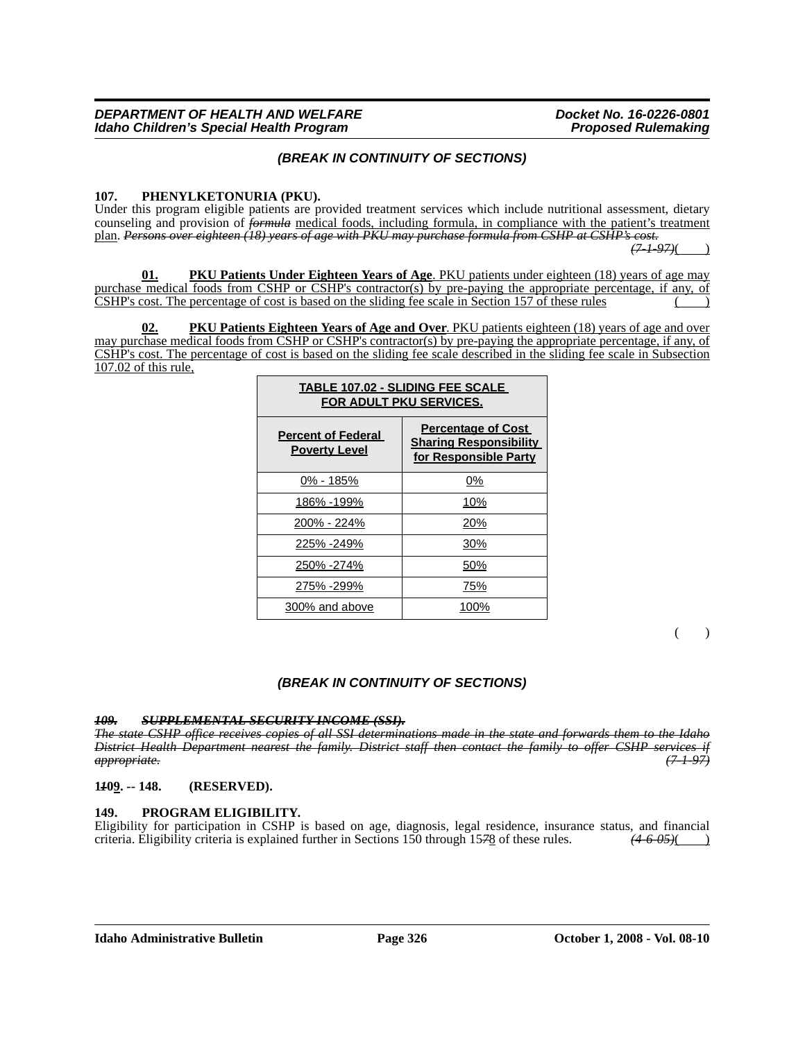*(BREAK IN CONTINUITY OF SECTIONS)*

**107. PHENYLKETONURIA (PKU).**

Under this program eligible patients are provided treatment services which include nutritional assessment, dietary counseling and provision of ~~*formula*~~ medical foods, including formula, in compliance with the patient's treatment plan. ~~*Persons over eighteen (18) years of age with PKU may purchase formula from CSHP at CSHP's cost.*~~ ~~*(7-1-97)*~~( )

**01. PKU Patients Under Eighteen Years of Age**. PKU patients under eighteen (18) years of age may purchase medical foods from CSHP or CSHP's contractor(s) by pre-paying the appropriate percentage, if any, of CSHP's cost. The percentage of cost is based on the sliding fee scale in Section 157 of these rules ( )

**02. PKU Patients Eighteen Years of Age and Over**. PKU patients eighteen (18) years of age and over may purchase medical foods from CSHP or CSHP's contractor(s) by pre-paying the appropriate percentage, if any, of CSHP's cost. The percentage of cost is based on the sliding fee scale described in the sliding fee scale in Subsection 107.02 of this rule,

**TABLE 107.02 - SLIDING FEE SCALE FOR ADULT PKU SERVICES.**

| Percent of Federal Poverty Level | Percentage of Cost Sharing Responsibility for Responsible Party |
|---|---|
| 0% - 185% | 0% |
| 186% -199% | 10% |
| 200% - 224% | 20% |
| 225% -249% | 30% |
| 250% -274% | 50% |
| 275% -299% | 75% |
| 300% and above | 100% |

( )

*(BREAK IN CONTINUITY OF SECTIONS)*

~~***109. SUPPLEMENTAL SECURITY INCOME (SSI).***~~

~~*The state CSHP office receives copies of all SSI determinations made in the state and forwards them to the Idaho District Health Department nearest the family. District staff then contact the family to offer CSHP services if appropriate.*~~ ~~*(7-1-97)*~~

**1~~1~~09. -- 148. (RESERVED).**

**149. PROGRAM ELIGIBILITY.**

Eligibility for participation in CSHP is based on age, diagnosis, legal residence, insurance status, and financial criteria. Eligibility criteria is explained further in Sections 150 through 15~~7~~8 of these rules. ~~*(4-6-05)*~~( )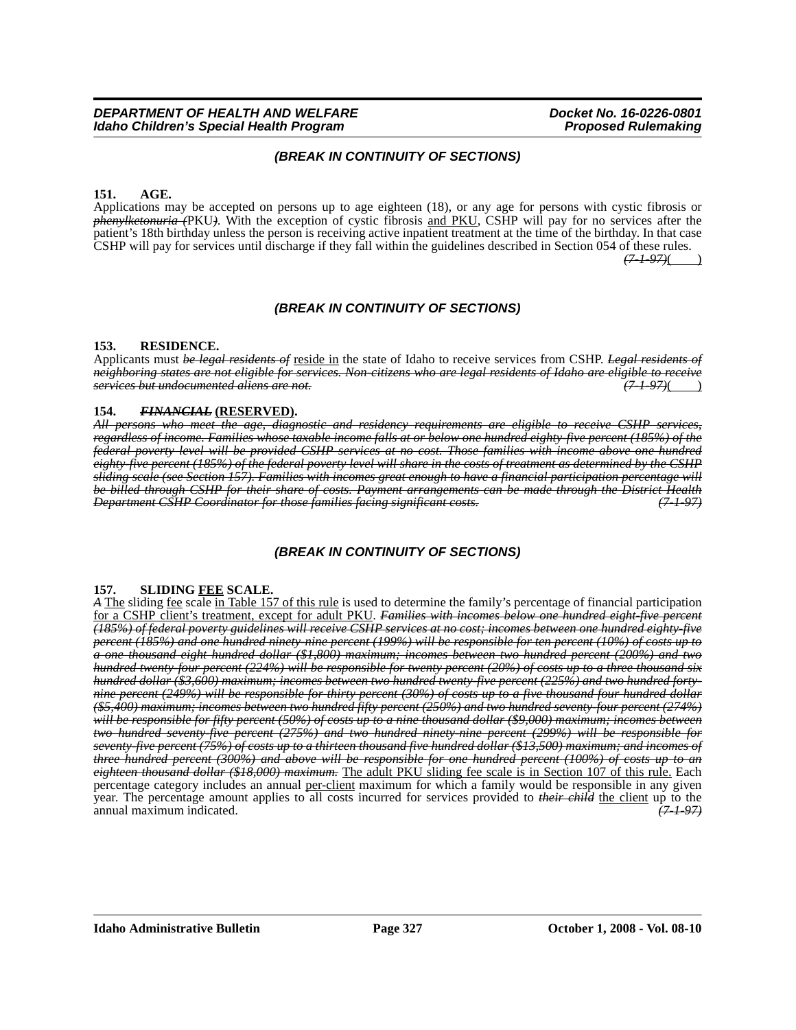*(BREAK IN CONTINUITY OF SECTIONS)*

**151. AGE.**

Applications may be accepted on persons up to age eighteen (18), or any age for persons with cystic fibrosis or ~~*phenylketonuria (*~~PKU~~*)*~~. With the exception of cystic fibrosis <u>and PKU</u>, CSHP will pay for no services after the patient's 18th birthday unless the person is receiving active inpatient treatment at the time of the birthday. In that case CSHP will pay for services until discharge if they fall within the guidelines described in Section 054 of these rules.

~~*(7-1-97)*~~( )

*(BREAK IN CONTINUITY OF SECTIONS)*

**153. RESIDENCE.**

Applicants must ~~*be legal residents of*~~ <u>reside in</u> the state of Idaho to receive services from CSHP. ~~*Legal residents of neighboring states are not eligible for services. Non-citizens who are legal residents of Idaho are eligible to receive services but undocumented aliens are not.*~~ ~~*(7-1-97)*~~( )

**154. ~~*FINANCIAL*~~ (RESERVED).**

~~*All persons who meet the age, diagnostic and residency requirements are eligible to receive CSHP services, regardless of income. Families whose taxable income falls at or below one hundred eighty-five percent (185%) of the federal poverty level will be provided CSHP services at no cost. Those families with income above one hundred eighty-five percent (185%) of the federal poverty level will share in the costs of treatment as determined by the CSHP sliding scale (see Section 157). Families with incomes great enough to have a financial participation percentage will be billed through CSHP for their share of costs. Payment arrangements can be made through the District Health Department CSHP Coordinator for those families facing significant costs.*~~ ~~*(7-1-97)*~~

*(BREAK IN CONTINUITY OF SECTIONS)*

**157. SLIDING <u>FEE</u> SCALE.**

~~*A*~~ <u>The</u> sliding <u>fee</u> scale <u>in Table 157 of this rule</u> is used to determine the family's percentage of financial participation <u>for a CSHP client's treatment, except for adult PKU</u>. ~~*Families with incomes below one hundred eight-five percent (185%) of federal poverty guidelines will receive CSHP services at no cost; incomes between one hundred eighty-five percent (185%) and one hundred ninety-nine percent (199%) will be responsible for ten percent (10%) of costs up to a one thousand eight hundred dollar ($1,800) maximum; incomes between two hundred percent (200%) and two hundred twenty-four percent (224%) will be responsible for twenty percent (20%) of costs up to a three thousand six hundred dollar ($3,600) maximum; incomes between two hundred twenty-five percent (225%) and two hundred forty-nine percent (249%) will be responsible for thirty percent (30%) of costs up to a five thousand four hundred dollar ($5,400) maximum; incomes between two hundred fifty percent (250%) and two hundred seventy-four percent (274%) will be responsible for fifty percent (50%) of costs up to a nine thousand dollar ($9,000) maximum; incomes between two hundred seventy-five percent (275%) and two hundred ninety-nine percent (299%) will be responsible for seventy-five percent (75%) of costs up to a thirteen thousand five hundred dollar ($13,500) maximum; and incomes of three hundred percent (300%) and above will be responsible for one hundred percent (100%) of costs up to an eighteen thousand dollar ($18,000) maximum.*~~ <u>The adult PKU sliding fee scale is in Section 107 of this rule.</u> Each percentage category includes an annual <u>per-client</u> maximum for which a family would be responsible in any given year. The percentage amount applies to all costs incurred for services provided to ~~*their child*~~ <u>the client</u> up to the annual maximum indicated. ~~*(7-1-97)*~~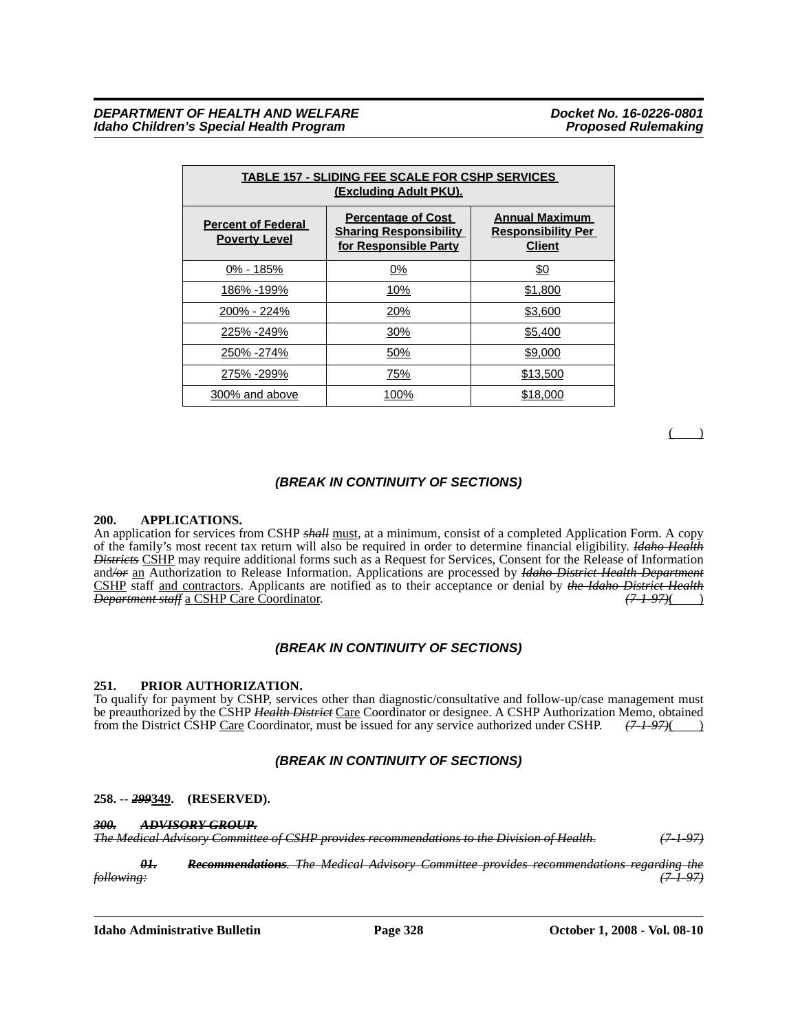| TABLE 157 - SLIDING FEE SCALE FOR CSHP SERVICES (Excluding Adult PKU). | | |
|---|---|---|
| **Percent of Federal Poverty Level** | **Percentage of Cost Sharing Responsibility for Responsible Party** | **Annual Maximum Responsibility Per Client** |
| 0% - 185% | 0% | $0 |
| 186% -199% | 10% | $1,800 |
| 200% - 224% | 20% | $3,600 |
| 225% -249% | 30% | $5,400 |
| 250% -274% | 50% | $9,000 |
| 275% -299% | 75% | $13,500 |
| 300% and above | 100% | $18,000 |

( )

***(BREAK IN CONTINUITY OF SECTIONS)***

**200. APPLICATIONS.**

An application for services from CSHP ~~*shall*~~ must, at a minimum, consist of a completed Application Form. A copy of the family's most recent tax return will also be required in order to determine financial eligibility. ~~*Idaho Health Districts*~~ CSHP may require additional forms such as a Request for Services, Consent for the Release of Information and~~*/or*~~ an Authorization to Release Information. Applications are processed by ~~*Idaho District Health Department*~~ CSHP staff and contractors. Applicants are notified as to their acceptance or denial by ~~*the Idaho District Health Department staff*~~ a CSHP Care Coordinator. ~~*(7-1-97)*~~( )

***(BREAK IN CONTINUITY OF SECTIONS)***

**251. PRIOR AUTHORIZATION.**

To qualify for payment by CSHP, services other than diagnostic/consultative and follow-up/case management must be preauthorized by the CSHP ~~*Health District*~~ Care Coordinator or designee. A CSHP Authorization Memo, obtained from the District CSHP Care Coordinator, must be issued for any service authorized under CSHP. ~~*(7-1-97)*~~( )

***(BREAK IN CONTINUITY OF SECTIONS)***

**258. -- ~~*299*~~349. (RESERVED).**

~~***300. ADVISORY GROUP.***~~

~~*The Medical Advisory Committee of CSHP provides recommendations to the Division of Health. (7-1-97)*~~

~~***01. Recommendations***~~~~*. The Medical Advisory Committee provides recommendations regarding the following: (7-1-97)*~~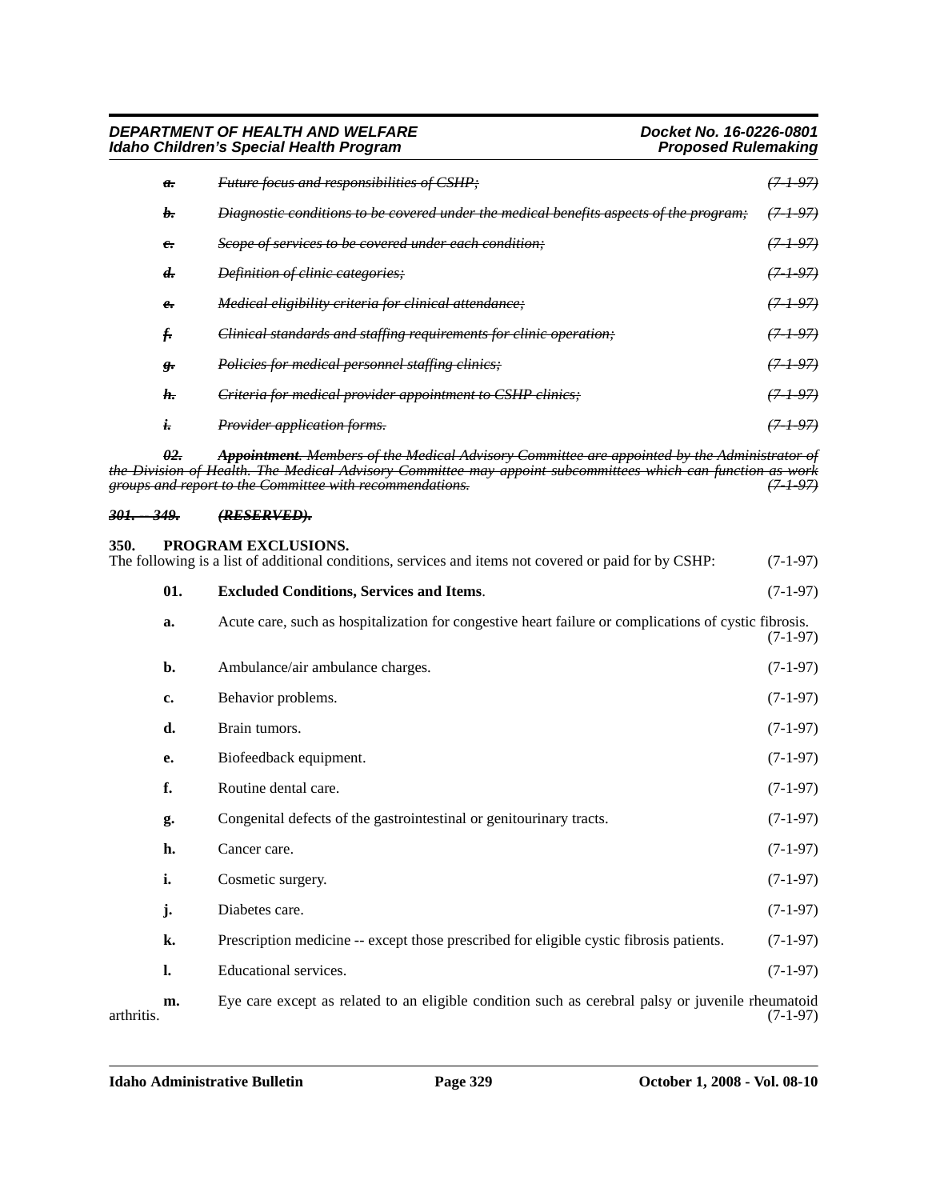*~~a.~~* *~~Future focus and responsibilities of CSHP;~~* *~~(7-1-97)~~*

*~~b.~~* *~~Diagnostic conditions to be covered under the medical benefits aspects of the program;~~* *~~(7-1-97)~~*

*~~c.~~* *~~Scope of services to be covered under each condition;~~* *~~(7-1-97)~~*

*~~d.~~* *~~Definition of clinic categories;~~* *~~(7-1-97)~~*

*~~e.~~* *~~Medical eligibility criteria for clinical attendance;~~* *~~(7-1-97)~~*

*~~f.~~* *~~Clinical standards and staffing requirements for clinic operation;~~* *~~(7-1-97)~~*

*~~g.~~* *~~Policies for medical personnel staffing clinics;~~* *~~(7-1-97)~~*

*~~h.~~* *~~Criteria for medical provider appointment to CSHP clinics;~~* *~~(7-1-97)~~*

*~~i.~~* *~~Provider application forms.~~* *~~(7-1-97)~~*

*~~02.~~* ***~~Appointment~~****~~. Members of the Medical Advisory Committee are appointed by the Administrator of the Division of Health. The Medical Advisory Committee may appoint subcommittees which can function as work groups and report to the Committee with recommendations.~~* *~~(7-1-97)~~*

***~~301. -- 349.~~*** ***~~(RESERVED).~~***

**350. PROGRAM EXCLUSIONS.**

The following is a list of additional conditions, services and items not covered or paid for by CSHP: (7-1-97)

**01. Excluded Conditions, Services and Items**. (7-1-97)

**a.** Acute care, such as hospitalization for congestive heart failure or complications of cystic fibrosis. (7-1-97)

**b.** Ambulance/air ambulance charges. (7-1-97)

**c.** Behavior problems. (7-1-97)

**d.** Brain tumors. (7-1-97)

**e.** Biofeedback equipment. (7-1-97)

**f.** Routine dental care. (7-1-97)

**g.** Congenital defects of the gastrointestinal or genitourinary tracts. (7-1-97)

**h.** Cancer care. (7-1-97)

**i.** Cosmetic surgery. (7-1-97)

**j.** Diabetes care. (7-1-97)

**k.** Prescription medicine -- except those prescribed for eligible cystic fibrosis patients. (7-1-97)

**l.** Educational services. (7-1-97)

**m.** Eye care except as related to an eligible condition such as cerebral palsy or juvenile rheumatoid arthritis. (7-1-97)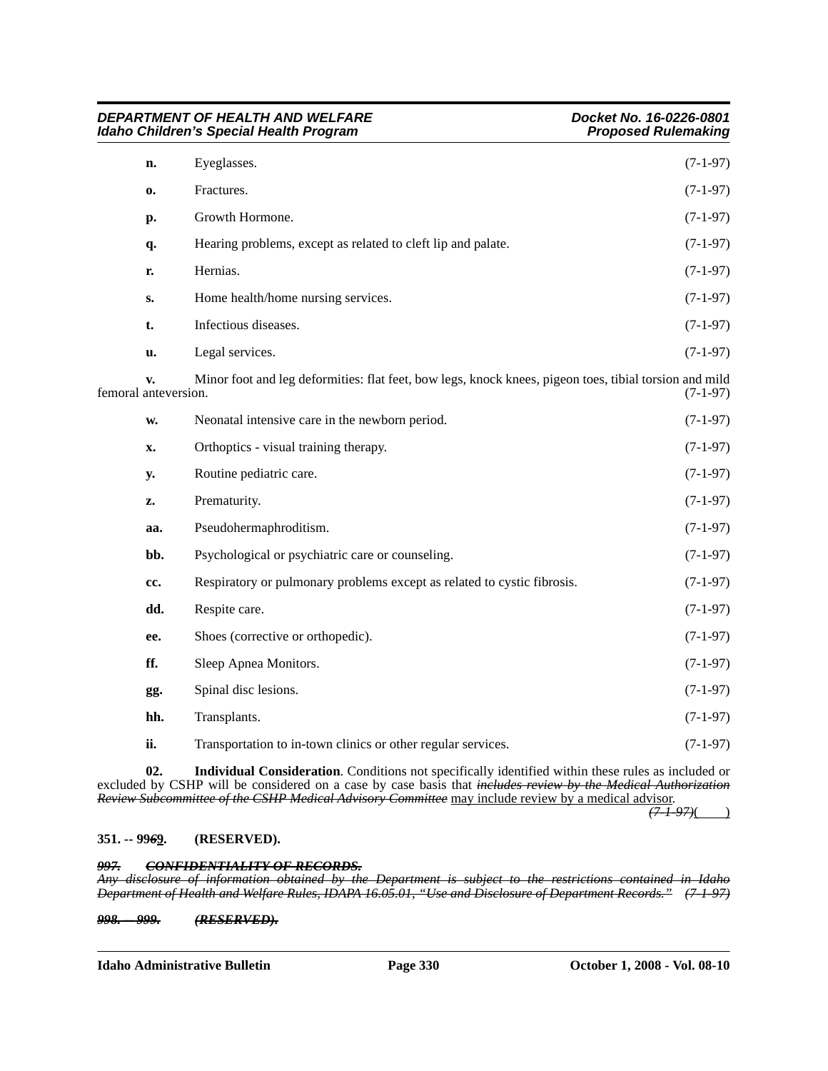**n.** Eyeglasses. (7-1-97)

**o.** Fractures. (7-1-97)

**p.** Growth Hormone. (7-1-97)

**q.** Hearing problems, except as related to cleft lip and palate. (7-1-97)

**r.** Hernias. (7-1-97)

**s.** Home health/home nursing services. (7-1-97)

**t.** Infectious diseases. (7-1-97)

**u.** Legal services. (7-1-97)

**v.** Minor foot and leg deformities: flat feet, bow legs, knock knees, pigeon toes, tibial torsion and mild femoral anteversion. (7-1-97)

**w.** Neonatal intensive care in the newborn period. (7-1-97)

**x.** Orthoptics - visual training therapy. (7-1-97)

**y.** Routine pediatric care. (7-1-97)

**z.** Prematurity. (7-1-97)

**aa.** Pseudohermaphroditism. (7-1-97)

**bb.** Psychological or psychiatric care or counseling. (7-1-97)

**cc.** Respiratory or pulmonary problems except as related to cystic fibrosis. (7-1-97)

**dd.** Respite care. (7-1-97)

**ee.** Shoes (corrective or orthopedic). (7-1-97)

**ff.** Sleep Apnea Monitors. (7-1-97)

**gg.** Spinal disc lesions. (7-1-97)

**hh.** Transplants. (7-1-97)

**ii.** Transportation to in-town clinics or other regular services. (7-1-97)

**02. Individual Consideration**. Conditions not specifically identified within these rules as included or excluded by CSHP will be considered on a case by case basis that ~~*includes review by the Medical Authorization Review Subcommittee of the CSHP Medical Advisory Committee*~~ <u>may include review by a medical advisor</u>. ~~*(7-1-97)*~~(    )

**351. -- 99~~*6*~~<u>9</u>. (RESERVED).**

~~***997. CONFIDENTIALITY OF RECORDS.***~~

~~*Any disclosure of information obtained by the Department is subject to the restrictions contained in Idaho Department of Health and Welfare Rules, IDAPA 16.05.01, "Use and Disclosure of Department Records." (7-1-97)*~~

~~***998. -- 999. (RESERVED).***~~